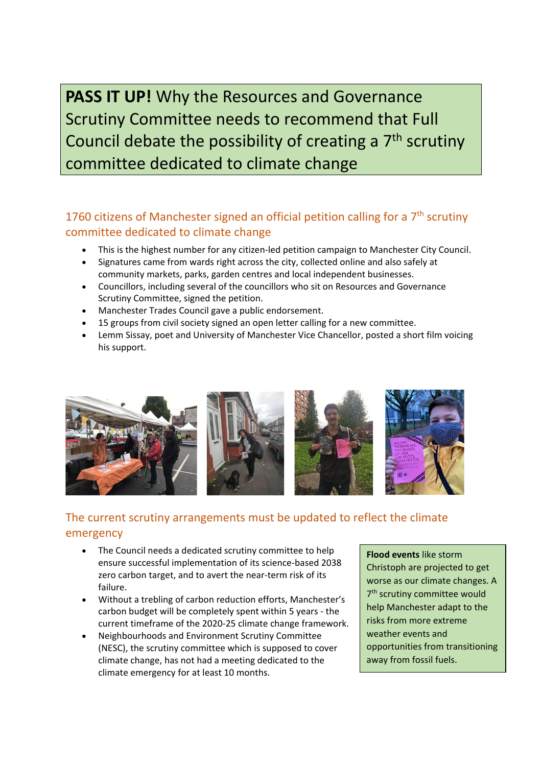# **PASS IT UP!** Why the Resources and Governance Scrutiny Committee needs to recommend that Full Council debate the possibility of creating a 7th scrutiny committee dedicated to climate change

## 1760 citizens of Manchester signed an official petition calling for a 7th scrutiny committee dedicated to climate change

- This is the highest number for any citizen-led petition campaign to Manchester City Council.
- Signatures came from wards right across the city, collected online and also safely at community markets, parks, garden centres and local independent businesses.
- Councillors, including several of the councillors who sit on Resources and Governance Scrutiny Committee, signed the petition.
- Manchester Trades Council gave a public endorsement.
- 15 groups from civil society signed an open letter calling for a new committee.
- Lemm Sissay, poet and University of Manchester Vice Chancellor, posted a short film voicing his support.

## The current scrutiny arrangements must be updated to reflect the climate emergency

- The Council needs a dedicated scrutiny committee to help ensure successful implementation of its science-based 2038 zero carbon target, and to avert the near-term risk of its failure.
- Without a trebling of carbon reduction efforts, Manchester's carbon budget will be completely spent within 5 years - the current timeframe of the 2020-25 climate change framework.
- Neighbourhoods and Environment Scrutiny Committee (NESC), the scrutiny committee which is supposed to cover climate change, has not had a meeting dedicated to the climate emergency for at least 10 months.

**Flood events** like storm Christoph are projected to get worse as our climate changes. A 7th scrutiny committee would help Manchester adapt to the risks from more extreme weather events and opportunities from transitioning away from fossil fuels.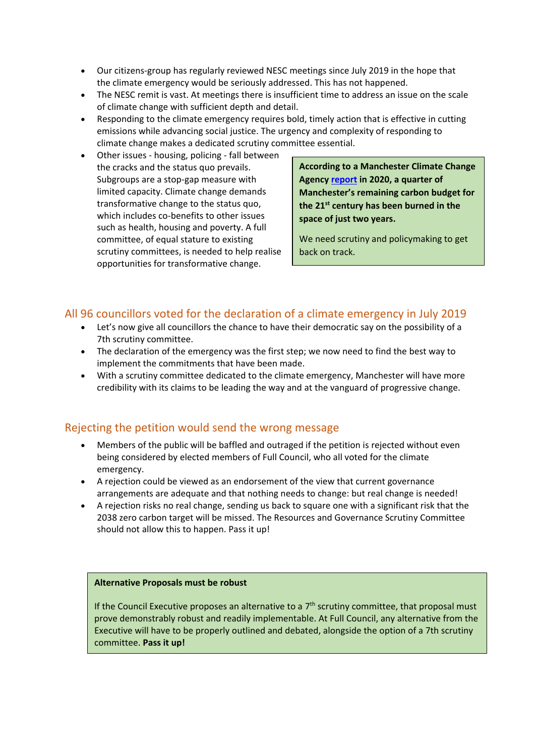- Our citizens-group has regularly reviewed NESC meetings since July 2019 in the hope that the climate emergency would be seriously addressed. This has not happened.
- The NESC remit is vast. At meetings there is insufficient time to address an issue on the scale of climate change with sufficient depth and detail.
- Responding to the climate emergency requires bold, timely action that is effective in cutting emissions while advancing social justice. The urgency and complexity of responding to climate change makes a dedicated scrutiny committee essential.
- Other issues - housing, policing - fall between the cracks and the status quo prevails. Subgroups are a stop-gap measure with limited capacity. Climate change demands transformative change to the status quo, which includes co-benefits to other issues such as health, housing and poverty. A full committee, of equal stature to existing scrutiny committees, is needed to help realise opportunities for transformative change.

> **According to a Manchester Climate Change Agency report in 2020, a quarter of Manchester's remaining carbon budget for the 21st century has been burned in the space of just two years.**
>
> We need scrutiny and policymaking to get back on track.

## All 96 councillors voted for the declaration of a climate emergency in July 2019

- Let's now give all councillors the chance to have their democratic say on the possibility of a 7th scrutiny committee.
- The declaration of the emergency was the first step; we now need to find the best way to implement the commitments that have been made.
- With a scrutiny committee dedicated to the climate emergency, Manchester will have more credibility with its claims to be leading the way and at the vanguard of progressive change.

## Rejecting the petition would send the wrong message

- Members of the public will be baffled and outraged if the petition is rejected without even being considered by elected members of Full Council, who all voted for the climate emergency.
- A rejection could be viewed as an endorsement of the view that current governance arrangements are adequate and that nothing needs to change: but real change is needed!
- A rejection risks no real change, sending us back to square one with a significant risk that the 2038 zero carbon target will be missed. The Resources and Governance Scrutiny Committee should not allow this to happen. Pass it up!

> **Alternative Proposals must be robust**
>
> If the Council Executive proposes an alternative to a 7th scrutiny committee, that proposal must prove demonstrably robust and readily implementable. At Full Council, any alternative from the Executive will have to be properly outlined and debated, alongside the option of a 7th scrutiny committee. **Pass it up!**